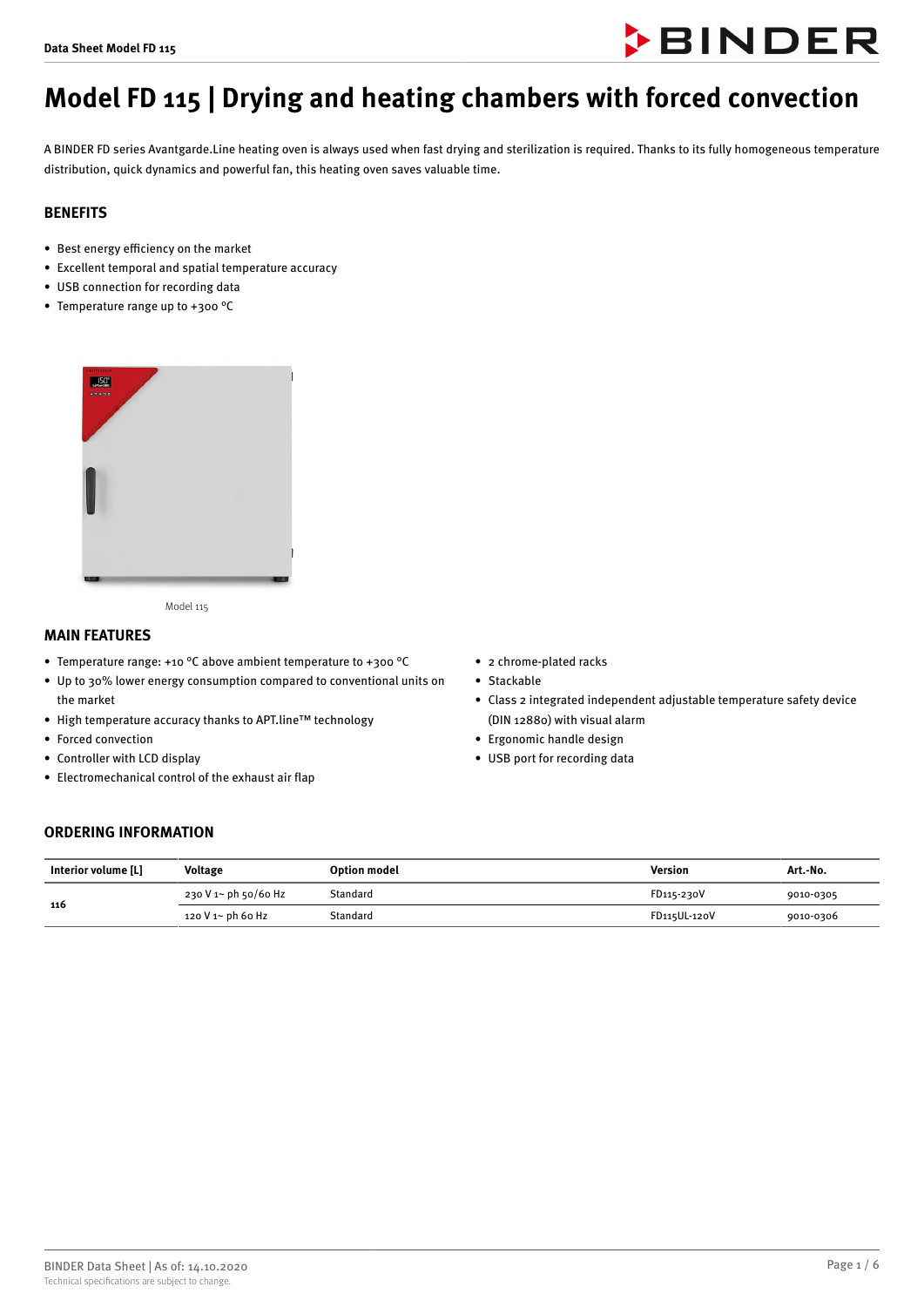# Model FD 115 | Drying and heating chambers with forced convection

A BINDER FD series Avantgarde.Line heating oven is always used when fast drying and sterilization is required. Thanks to its fully homogeneous temperature distribution, quick dynamics and powerful fan, this heating oven saves valuable time.

## BENEFITS

- Best energy efficiency on the market
- Excellent temporal and spatial temperature accuracy
- USB connection for recording data
- Temperature range up to +300 °C

Model 115

## MAIN FEATURES

- Temperature range: +10 °C above ambient temperature to +300 °C
- Up to 30% lower energy consumption compared to conventional units on the market
- High temperature accuracy thanks to APT.line™ technology
- Forced convection
- Controller with LCD display
- Electromechanical control of the exhaust air flap
- 2 chrome-plated racks
- Stackable
- Class 2 integrated independent adjustable temperature safety device (DIN 12880) with visual alarm
- Ergonomic handle design
- USB port for recording data

## ORDERING INFORMATION

| Interior volume [L] | Voltage | Option model | Version | Art.-No. |
|---|---|---|---|---|
| 116 | 230 V 1~ ph 50/60 Hz | Standard | FD115-230V | 9010-0305 |
| | 120 V 1~ ph 60 Hz | Standard | FD115UL-120V | 9010-0306 |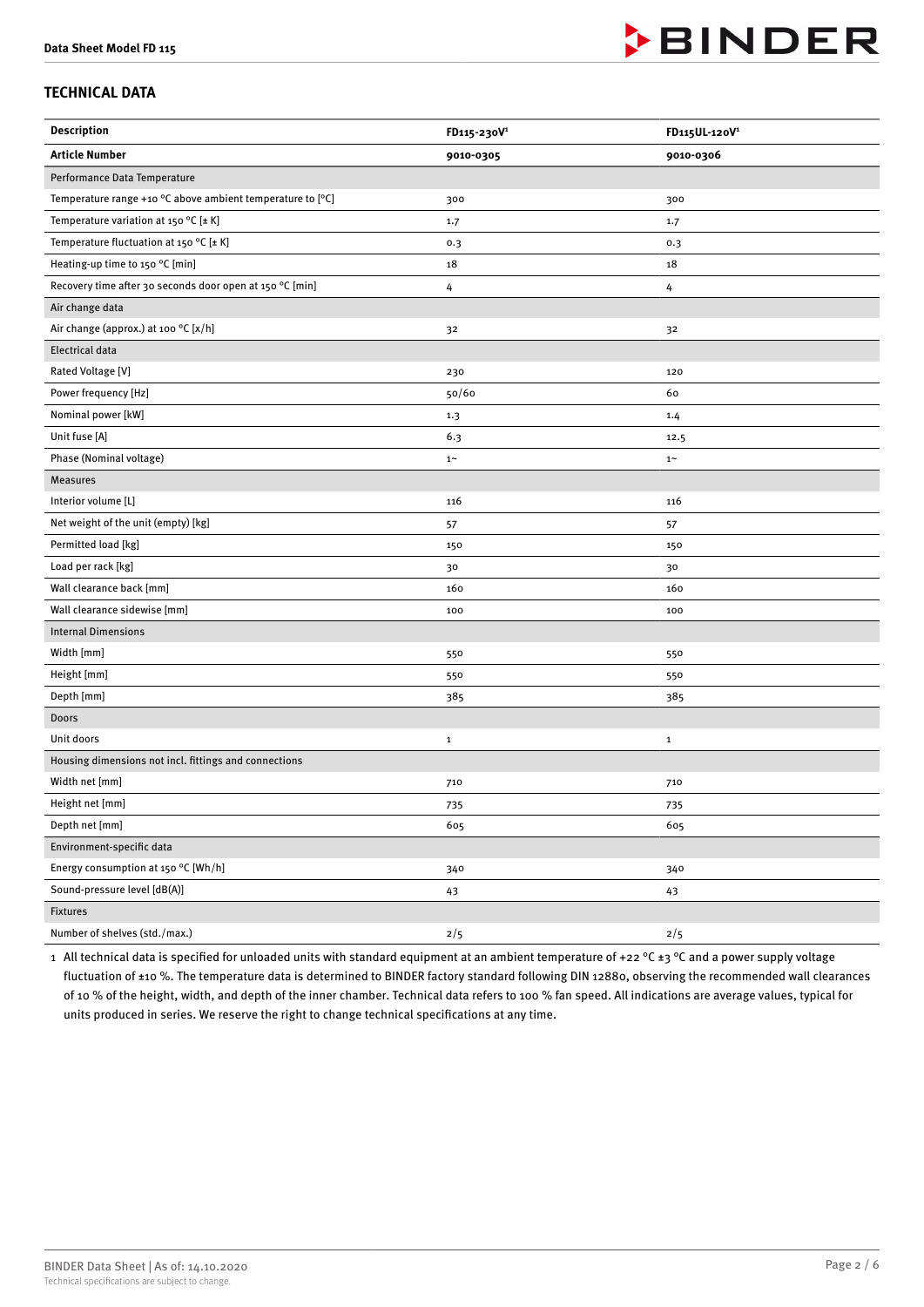## TECHNICAL DATA

| Description | FD115-230V[1] | FD115UL-120V[1] |
|---|---|---|
| **Article Number** | **9010-0305** | **9010-0306** |
| Performance Data Temperature | | |
| Temperature range +10 °C above ambient temperature to [°C] | 300 | 300 |
| Temperature variation at 150 °C [± K] | 1.7 | 1.7 |
| Temperature fluctuation at 150 °C [± K] | 0.3 | 0.3 |
| Heating-up time to 150 °C [min] | 18 | 18 |
| Recovery time after 30 seconds door open at 150 °C [min] | 4 | 4 |
| Air change data | | |
| Air change (approx.) at 100 °C [x/h] | 32 | 32 |
| Electrical data | | |
| Rated Voltage [V] | 230 | 120 |
| Power frequency [Hz] | 50/60 | 60 |
| Nominal power [kW] | 1.3 | 1.4 |
| Unit fuse [A] | 6.3 | 12.5 |
| Phase (Nominal voltage) | 1~ | 1~ |
| Measures | | |
| Interior volume [L] | 116 | 116 |
| Net weight of the unit (empty) [kg] | 57 | 57 |
| Permitted load [kg] | 150 | 150 |
| Load per rack [kg] | 30 | 30 |
| Wall clearance back [mm] | 160 | 160 |
| Wall clearance sidewise [mm] | 100 | 100 |
| Internal Dimensions | | |
| Width [mm] | 550 | 550 |
| Height [mm] | 550 | 550 |
| Depth [mm] | 385 | 385 |
| Doors | | |
| Unit doors | 1 | 1 |
| Housing dimensions not incl. fittings and connections | | |
| Width net [mm] | 710 | 710 |
| Height net [mm] | 735 | 735 |
| Depth net [mm] | 605 | 605 |
| Environment-specific data | | |
| Energy consumption at 150 °C [Wh/h] | 340 | 340 |
| Sound-pressure level [dB(A)] | 43 | 43 |
| Fixtures | | |
| Number of shelves (std./max.) | 2/5 | 2/5 |

1 All technical data is specified for unloaded units with standard equipment at an ambient temperature of +22 °C ±3 °C and a power supply voltage fluctuation of ±10 %. The temperature data is determined to BINDER factory standard following DIN 12880, observing the recommended wall clearances of 10 % of the height, width, and depth of the inner chamber. Technical data refers to 100 % fan speed. All indications are average values, typical for units produced in series. We reserve the right to change technical specifications at any time.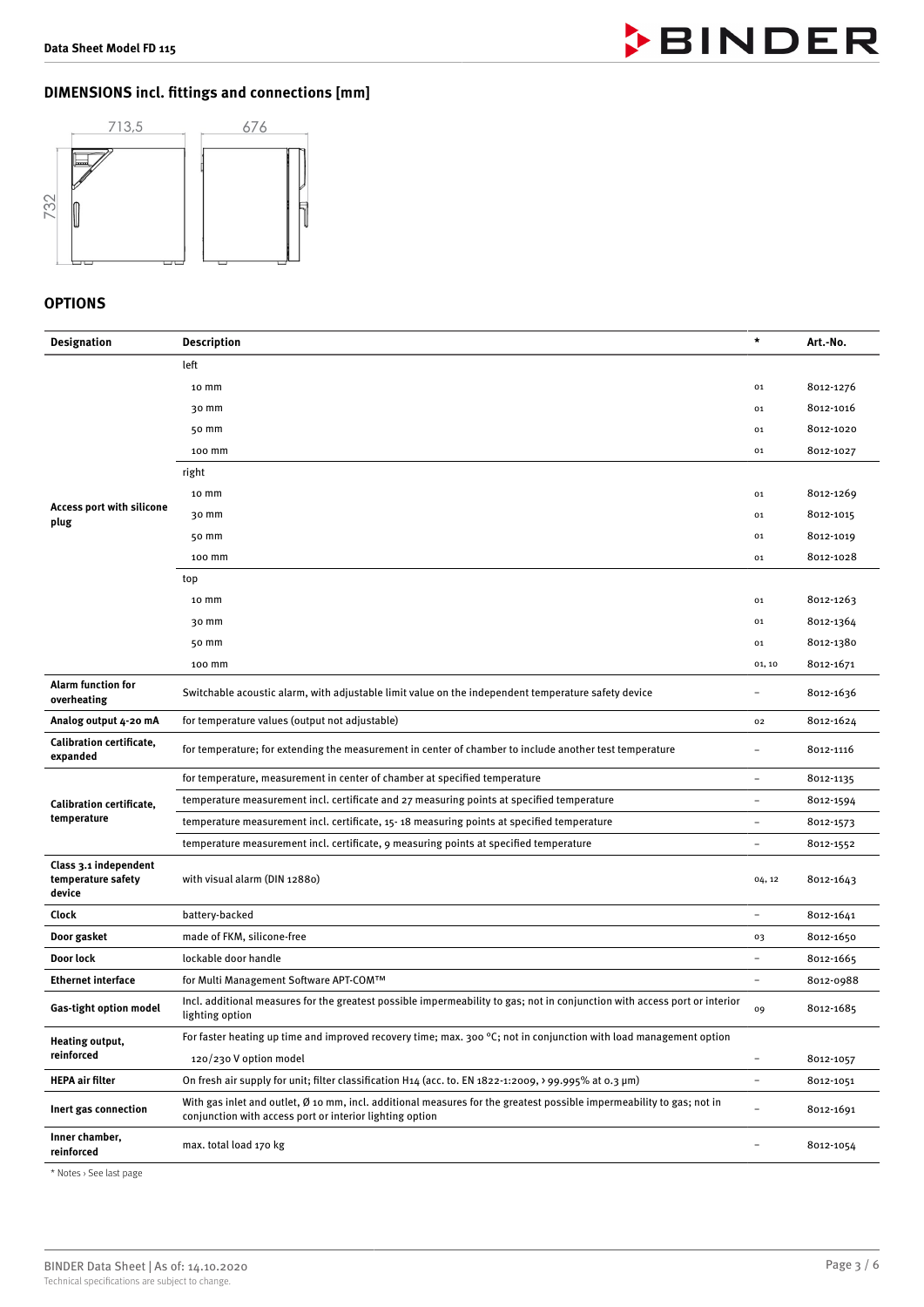## DIMENSIONS incl. fittings and connections [mm]

713,5

676

732

## OPTIONS

| Designation | Description | * | Art.-No. |
|---|---|---|---|
| Access port with silicone plug | left | | |
| | 10 mm | 01 | 8012-1276 |
| | 30 mm | 01 | 8012-1016 |
| | 50 mm | 01 | 8012-1020 |
| | 100 mm | 01 | 8012-1027 |
| | right | | |
| | 10 mm | 01 | 8012-1269 |
| | 30 mm | 01 | 8012-1015 |
| | 50 mm | 01 | 8012-1019 |
| | 100 mm | 01 | 8012-1028 |
| | top | | |
| | 10 mm | 01 | 8012-1263 |
| | 30 mm | 01 | 8012-1364 |
| | 50 mm | 01 | 8012-1380 |
| | 100 mm | 01, 10 | 8012-1671 |
| Alarm function for overheating | Switchable acoustic alarm, with adjustable limit value on the independent temperature safety device | – | 8012-1636 |
| Analog output 4-20 mA | for temperature values (output not adjustable) | 02 | 8012-1624 |
| Calibration certificate, expanded | for temperature; for extending the measurement in center of chamber to include another test temperature | – | 8012-1116 |
| Calibration certificate, temperature | for temperature, measurement in center of chamber at specified temperature | – | 8012-1135 |
| | temperature measurement incl. certificate and 27 measuring points at specified temperature | – | 8012-1594 |
| | temperature measurement incl. certificate, 15- 18 measuring points at specified temperature | – | 8012-1573 |
| | temperature measurement incl. certificate, 9 measuring points at specified temperature | – | 8012-1552 |
| Class 3.1 independent temperature safety device | with visual alarm (DIN 12880) | 04, 12 | 8012-1643 |
| Clock | battery-backed | – | 8012-1641 |
| Door gasket | made of FKM, silicone-free | 03 | 8012-1650 |
| Door lock | lockable door handle | – | 8012-1665 |
| Ethernet interface | for Multi Management Software APT-COM™ | – | 8012-0988 |
| Gas-tight option model | Incl. additional measures for the greatest possible impermeability to gas; not in conjunction with access port or interior lighting option | 09 | 8012-1685 |
| Heating output, reinforced | For faster heating up time and improved recovery time; max. 300 °C; not in conjunction with load management option | | |
| | 120/230 V option model | – | 8012-1057 |
| HEPA air filter | On fresh air supply for unit; filter classification H14 (acc. to. EN 1822-1:2009, > 99.995% at 0.3 µm) | – | 8012-1051 |
| Inert gas connection | With gas inlet and outlet, Ø 10 mm, incl. additional measures for the greatest possible impermeability to gas; not in conjunction with access port or interior lighting option | – | 8012-1691 |
| Inner chamber, reinforced | max. total load 170 kg | – | 8012-1054 |

* Notes › See last page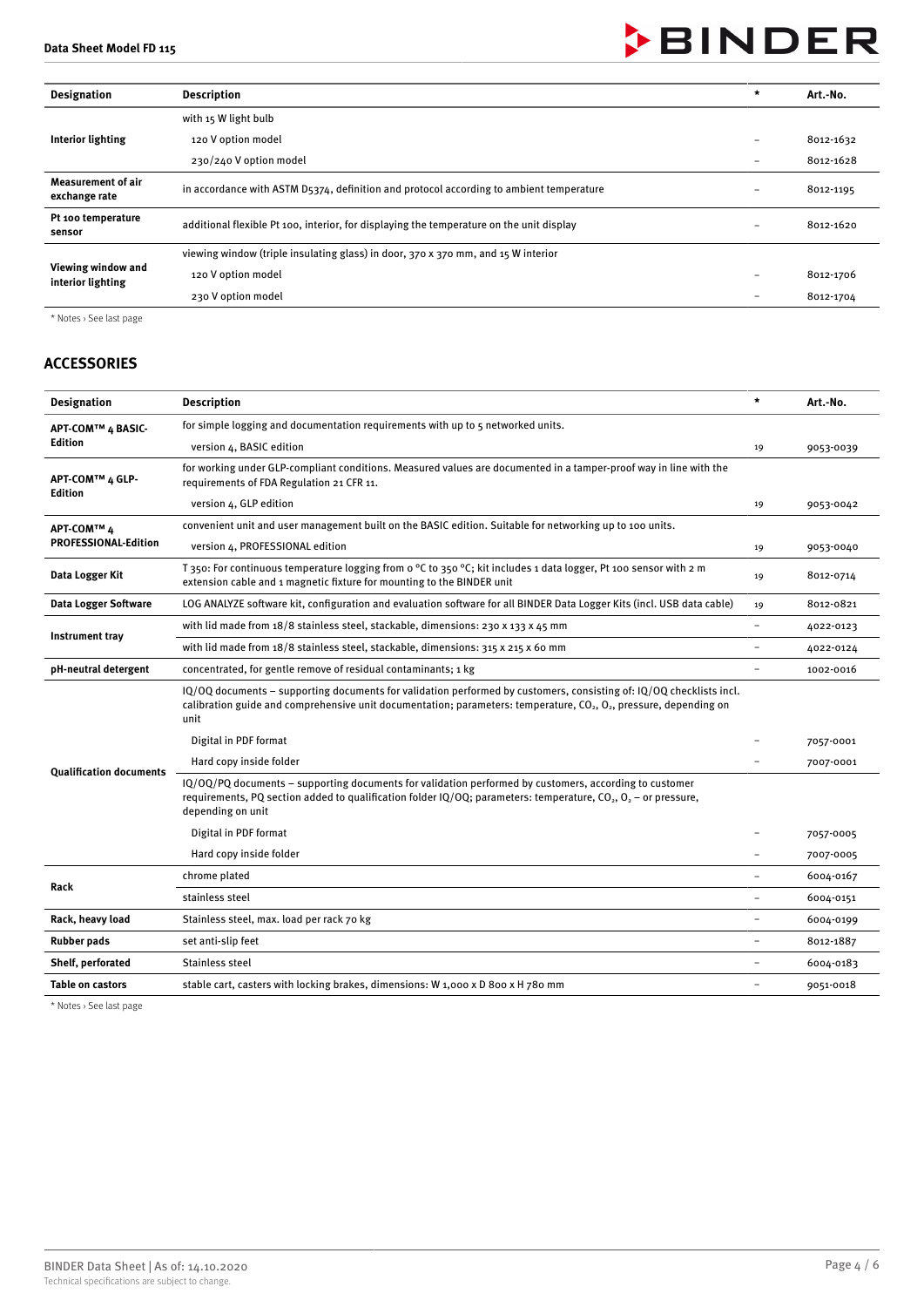| Designation | Description | * | Art.-No. |
|---|---|---|---|
| Interior lighting | with 15 W light bulb | | |
| | 120 V option model | – | 8012-1632 |
| | 230/240 V option model | – | 8012-1628 |
| Measurement of air exchange rate | in accordance with ASTM D5374, definition and protocol according to ambient temperature | – | 8012-1195 |
| Pt 100 temperature sensor | additional flexible Pt 100, interior, for displaying the temperature on the unit display | – | 8012-1620 |
| Viewing window and interior lighting | viewing window (triple insulating glass) in door, 370 x 370 mm, and 15 W interior | | |
| | 120 V option model | – | 8012-1706 |
| | 230 V option model | – | 8012-1704 |

* Notes › See last page

## ACCESSORIES

| Designation | Description | * | Art.-No. |
|---|---|---|---|
| APT-COM™ 4 BASIC-Edition | for simple logging and documentation requirements with up to 5 networked units. | | |
| | version 4, BASIC edition | 19 | 9053-0039 |
| APT-COM™ 4 GLP-Edition | for working under GLP-compliant conditions. Measured values are documented in a tamper-proof way in line with the requirements of FDA Regulation 21 CFR 11. | | |
| | version 4, GLP edition | 19 | 9053-0042 |
| APT-COM™ 4 PROFESSIONAL-Edition | convenient unit and user management built on the BASIC edition. Suitable for networking up to 100 units. | | |
| | version 4, PROFESSIONAL edition | 19 | 9053-0040 |
| Data Logger Kit | T 350: For continuous temperature logging from 0 °C to 350 °C; kit includes 1 data logger, Pt 100 sensor with 2 m extension cable and 1 magnetic fixture for mounting to the BINDER unit | 19 | 8012-0714 |
| Data Logger Software | LOG ANALYZE software kit, configuration and evaluation software for all BINDER Data Logger Kits (incl. USB data cable) | 19 | 8012-0821 |
| Instrument tray | with lid made from 18/8 stainless steel, stackable, dimensions: 230 x 133 x 45 mm | – | 4022-0123 |
| | with lid made from 18/8 stainless steel, stackable, dimensions: 315 x 215 x 60 mm | – | 4022-0124 |
| pH-neutral detergent | concentrated, for gentle remove of residual contaminants; 1 kg | – | 1002-0016 |
| Qualification documents | IQ/OQ documents – supporting documents for validation performed by customers, consisting of: IQ/OQ checklists incl. calibration guide and comprehensive unit documentation; parameters: temperature, $CO_2$, $O_2$, pressure, depending on unit | | |
| | Digital in PDF format | – | 7057-0001 |
| | Hard copy inside folder | – | 7007-0001 |
| | IQ/OQ/PQ documents – supporting documents for validation performed by customers, according to customer requirements, PQ section added to qualification folder IQ/OQ; parameters: temperature, $CO_2$, $O_2$ – or pressure, depending on unit | | |
| | Digital in PDF format | – | 7057-0005 |
| | Hard copy inside folder | – | 7007-0005 |
| Rack | chrome plated | – | 6004-0167 |
| | stainless steel | – | 6004-0151 |
| Rack, heavy load | Stainless steel, max. load per rack 70 kg | – | 6004-0199 |
| Rubber pads | set anti-slip feet | – | 8012-1887 |
| Shelf, perforated | Stainless steel | – | 6004-0183 |
| Table on castors | stable cart, casters with locking brakes, dimensions: W 1,000 x D 800 x H 780 mm | – | 9051-0018 |

* Notes › See last page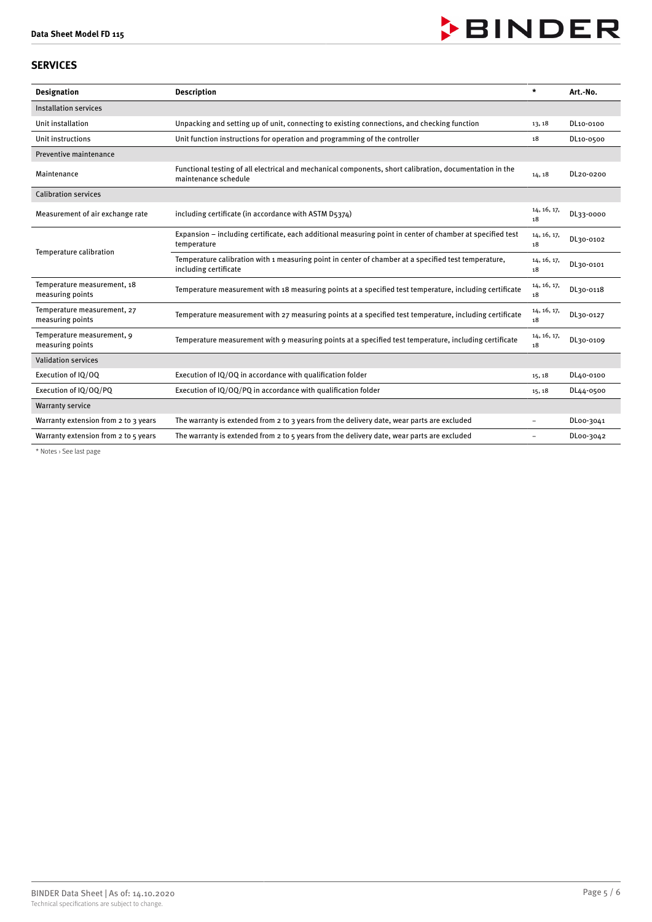## SERVICES

| Designation | Description | * | Art.-No. |
| --- | --- | --- | --- |
| Installation services | | | |
| Unit installation | Unpacking and setting up of unit, connecting to existing connections, and checking function | 13, 18 | DL10-0100 |
| Unit instructions | Unit function instructions for operation and programming of the controller | 18 | DL10-0500 |
| Preventive maintenance | | | |
| Maintenance | Functional testing of all electrical and mechanical components, short calibration, documentation in the maintenance schedule | 14, 18 | DL20-0200 |
| Calibration services | | | |
| Measurement of air exchange rate | including certificate (in accordance with ASTM D5374) | 14, 16, 17, 18 | DL33-0000 |
| Temperature calibration | Expansion – including certificate, each additional measuring point in center of chamber at specified test temperature | 14, 16, 17, 18 | DL30-0102 |
| | Temperature calibration with 1 measuring point in center of chamber at a specified test temperature, including certificate | 14, 16, 17, 18 | DL30-0101 |
| Temperature measurement, 18 measuring points | Temperature measurement with 18 measuring points at a specified test temperature, including certificate | 14, 16, 17, 18 | DL30-0118 |
| Temperature measurement, 27 measuring points | Temperature measurement with 27 measuring points at a specified test temperature, including certificate | 14, 16, 17, 18 | DL30-0127 |
| Temperature measurement, 9 measuring points | Temperature measurement with 9 measuring points at a specified test temperature, including certificate | 14, 16, 17, 18 | DL30-0109 |
| Validation services | | | |
| Execution of IQ/OQ | Execution of IQ/OQ in accordance with qualification folder | 15, 18 | DL40-0100 |
| Execution of IQ/OQ/PQ | Execution of IQ/OQ/PQ in accordance with qualification folder | 15, 18 | DL44-0500 |
| Warranty service | | | |
| Warranty extension from 2 to 3 years | The warranty is extended from 2 to 3 years from the delivery date, wear parts are excluded | – | DL00-3041 |
| Warranty extension from 2 to 5 years | The warranty is extended from 2 to 5 years from the delivery date, wear parts are excluded | – | DL00-3042 |

* Notes › See last page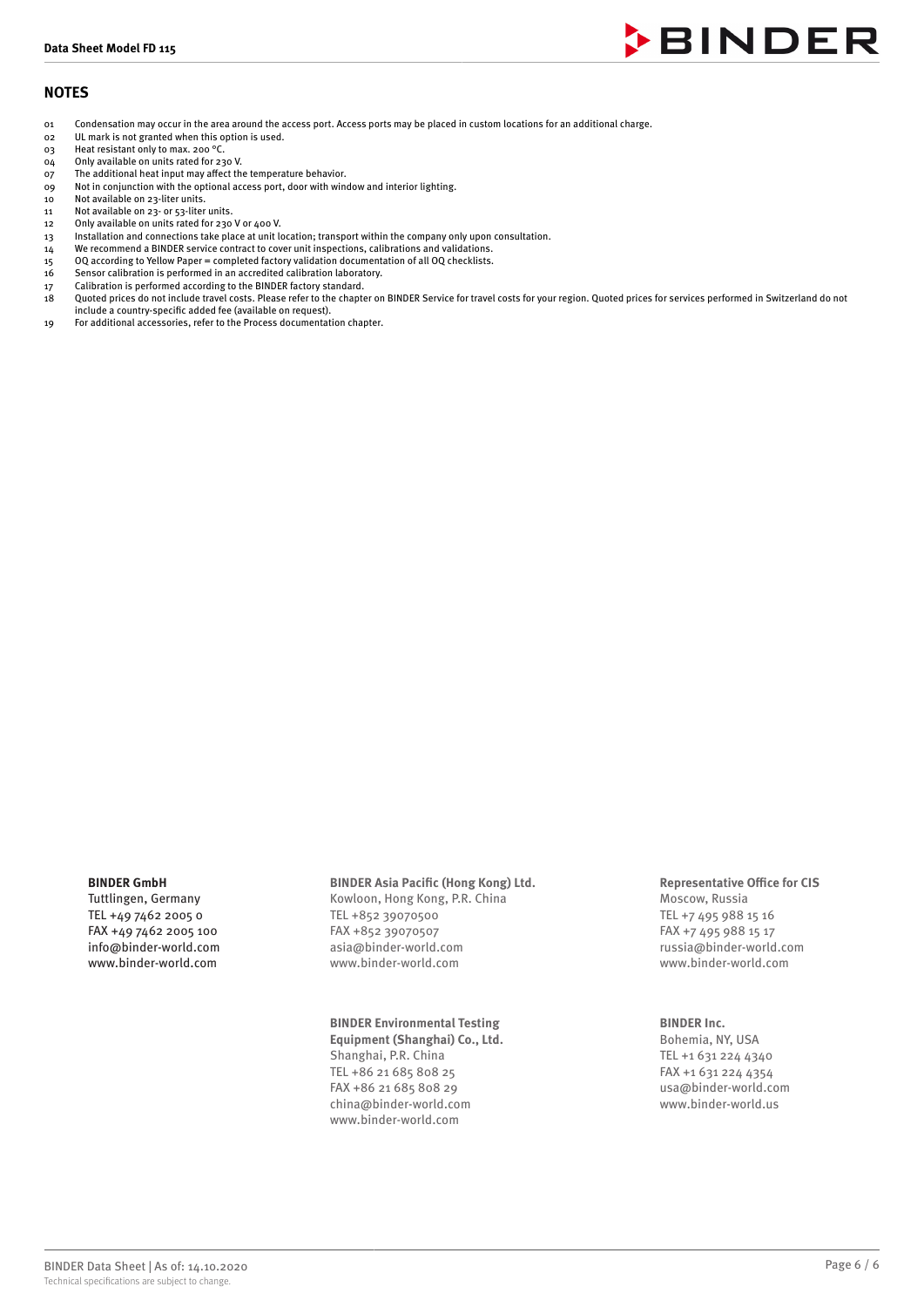## NOTES

01 Condensation may occur in the area around the access port. Access ports may be placed in custom locations for an additional charge.
02 UL mark is not granted when this option is used.
03 Heat resistant only to max. 200 °C.
04 Only available on units rated for 230 V.
07 The additional heat input may affect the temperature behavior.
09 Not in conjunction with the optional access port, door with window and interior lighting.
10 Not available on 23-liter units.
11 Not available on 23- or 53-liter units.
12 Only available on units rated for 230 V or 400 V.
13 Installation and connections take place at unit location; transport within the company only upon consultation.
14 We recommend a BINDER service contract to cover unit inspections, calibrations and validations.
15 OQ according to Yellow Paper = completed factory validation documentation of all OQ checklists.
16 Sensor calibration is performed in an accredited calibration laboratory.
17 Calibration is performed according to the BINDER factory standard.
18 Quoted prices do not include travel costs. Please refer to the chapter on BINDER Service for travel costs for your region. Quoted prices for services performed in Switzerland do not include a country-specific added fee (available on request).
19 For additional accessories, refer to the Process documentation chapter.

**BINDER GmbH**
Tuttlingen, Germany
TEL +49 7462 2005 0
FAX +49 7462 2005 100
info@binder-world.com
www.binder-world.com

**BINDER Asia Pacific (Hong Kong) Ltd.**
Kowloon, Hong Kong, P.R. China
TEL +852 39070500
FAX +852 39070507
asia@binder-world.com
www.binder-world.com

**BINDER Environmental Testing Equipment (Shanghai) Co., Ltd.**
Shanghai, P.R. China
TEL +86 21 685 808 25
FAX +86 21 685 808 29
china@binder-world.com
www.binder-world.com

**Representative Office for CIS**
Moscow, Russia
TEL +7 495 988 15 16
FAX +7 495 988 15 17
russia@binder-world.com
www.binder-world.com

**BINDER Inc.**
Bohemia, NY, USA
TEL +1 631 224 4340
FAX +1 631 224 4354
usa@binder-world.com
www.binder-world.us

BINDER Data Sheet | As of: 14.10.2020
Technical specifications are subject to change.